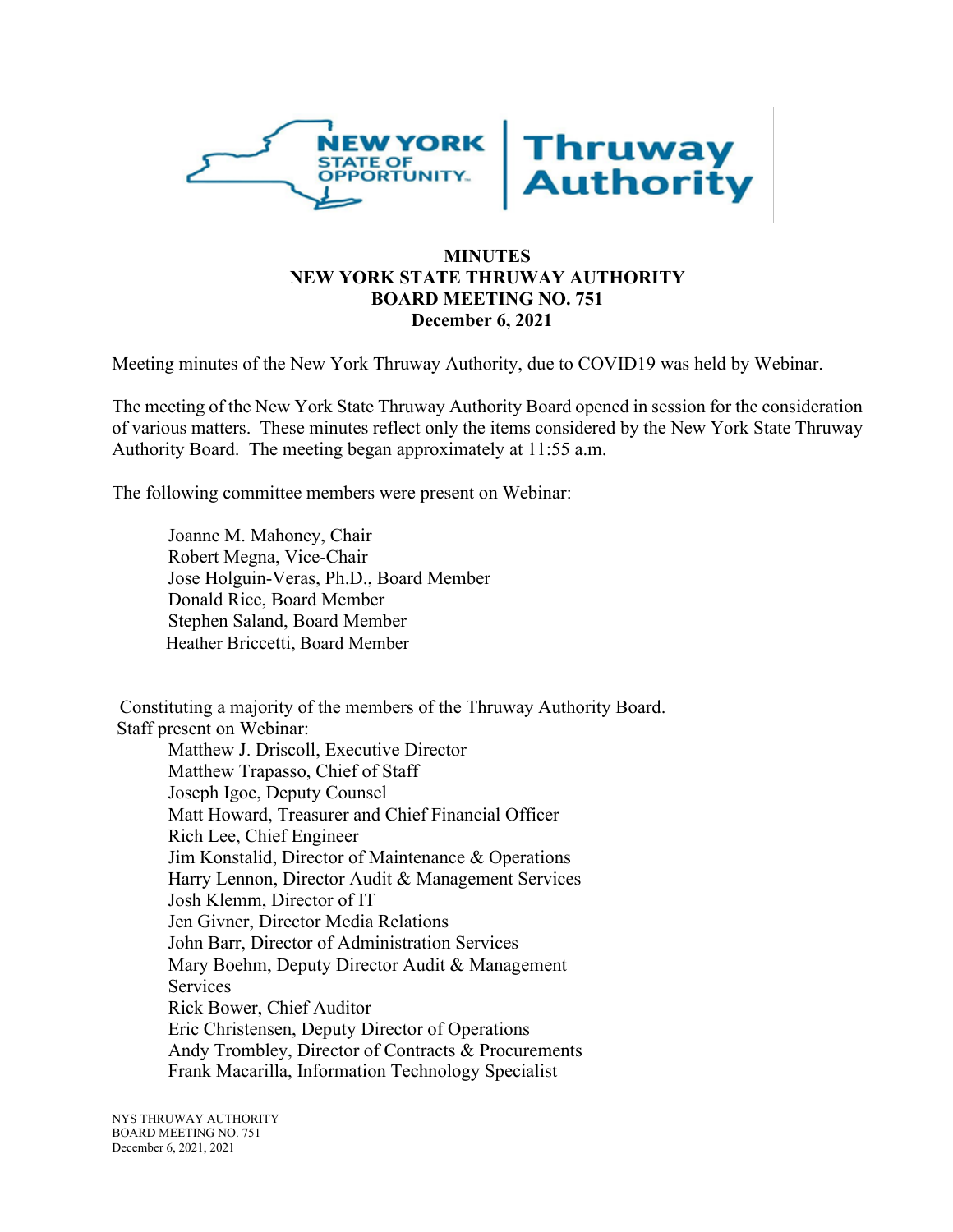# MINUTES
# NEW YORK STATE THRUWAY AUTHORITY
# BOARD MEETING NO. 751
# December 6, 2021

Meeting minutes of the New York Thruway Authority, due to COVID19 was held by Webinar.

The meeting of the New York State Thruway Authority Board opened in session for the consideration of various matters. These minutes reflect only the items considered by the New York State Thruway Authority Board. The meeting began approximately at 11:55 a.m.

The following committee members were present on Webinar:

Joanne M. Mahoney, Chair
Robert Megna, Vice-Chair
Jose Holguin-Veras, Ph.D., Board Member
Donald Rice, Board Member
Stephen Saland, Board Member
Heather Briccetti, Board Member

Constituting a majority of the members of the Thruway Authority Board.
Staff present on Webinar:

Matthew J. Driscoll, Executive Director
Matthew Trapasso, Chief of Staff
Joseph Igoe, Deputy Counsel
Matt Howard, Treasurer and Chief Financial Officer
Rich Lee, Chief Engineer
Jim Konstalid, Director of Maintenance & Operations
Harry Lennon, Director Audit & Management Services
Josh Klemm, Director of IT
Jen Givner, Director Media Relations
John Barr, Director of Administration Services
Mary Boehm, Deputy Director Audit & Management Services
Rick Bower, Chief Auditor
Eric Christensen, Deputy Director of Operations
Andy Trombley, Director of Contracts & Procurements
Frank Macarilla, Information Technology Specialist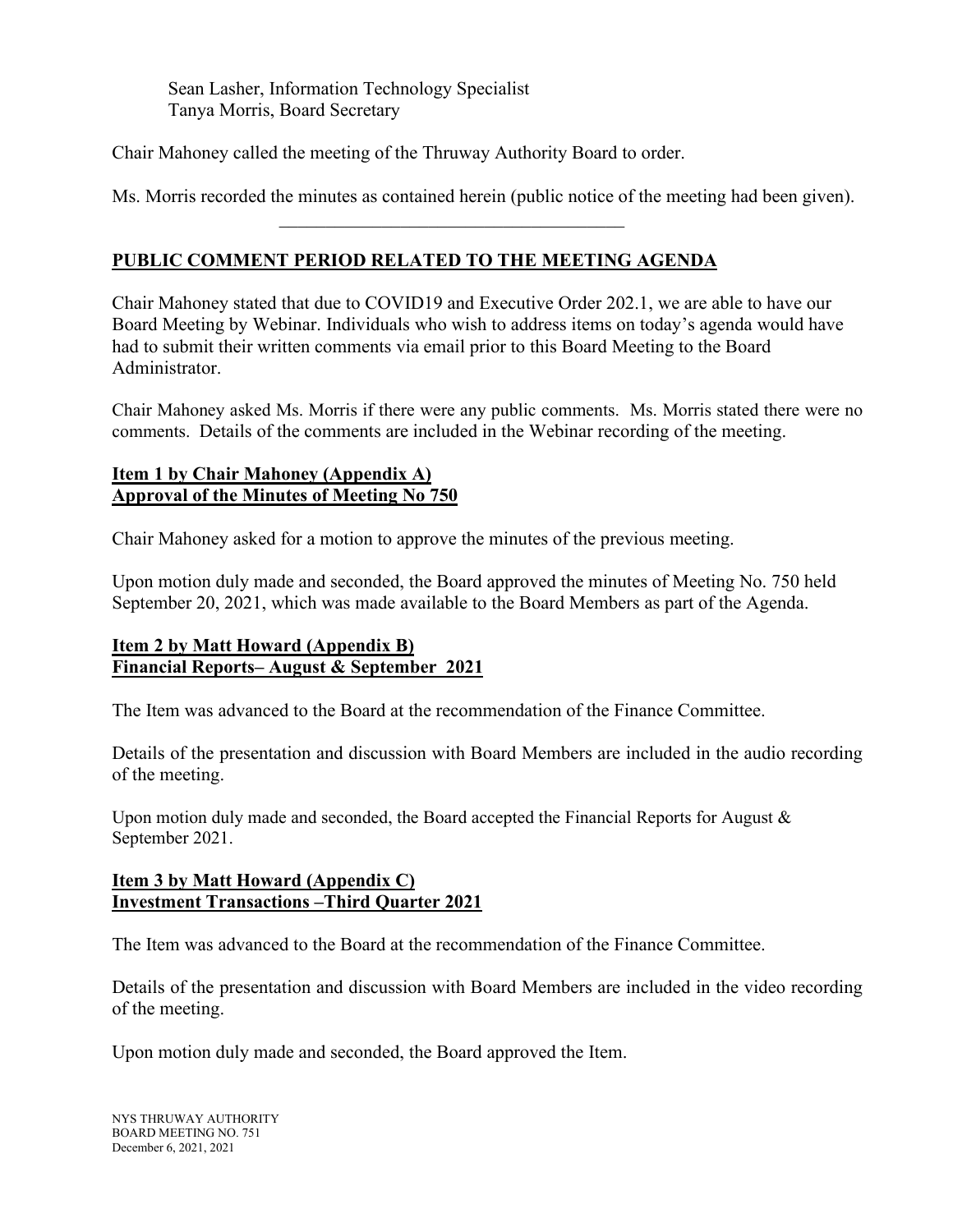Sean Lasher, Information Technology Specialist
Tanya Morris, Board Secretary

Chair Mahoney called the meeting of the Thruway Authority Board to order.

Ms. Morris recorded the minutes as contained herein (public notice of the meeting had been given).

---

## PUBLIC COMMENT PERIOD RELATED TO THE MEETING AGENDA

Chair Mahoney stated that due to COVID19 and Executive Order 202.1, we are able to have our Board Meeting by Webinar. Individuals who wish to address items on today's agenda would have had to submit their written comments via email prior to this Board Meeting to the Board Administrator.

Chair Mahoney asked Ms. Morris if there were any public comments. Ms. Morris stated there were no comments. Details of the comments are included in the Webinar recording of the meeting.

## Item 1 by Chair Mahoney (Appendix A) Approval of the Minutes of Meeting No 750

Chair Mahoney asked for a motion to approve the minutes of the previous meeting.

Upon motion duly made and seconded, the Board approved the minutes of Meeting No. 750 held September 20, 2021, which was made available to the Board Members as part of the Agenda.

## Item 2 by Matt Howard (Appendix B) Financial Reports– August & September 2021

The Item was advanced to the Board at the recommendation of the Finance Committee.

Details of the presentation and discussion with Board Members are included in the audio recording of the meeting.

Upon motion duly made and seconded, the Board accepted the Financial Reports for August & September 2021.

## Item 3 by Matt Howard (Appendix C) Investment Transactions –Third Quarter 2021

The Item was advanced to the Board at the recommendation of the Finance Committee.

Details of the presentation and discussion with Board Members are included in the video recording of the meeting.

Upon motion duly made and seconded, the Board approved the Item.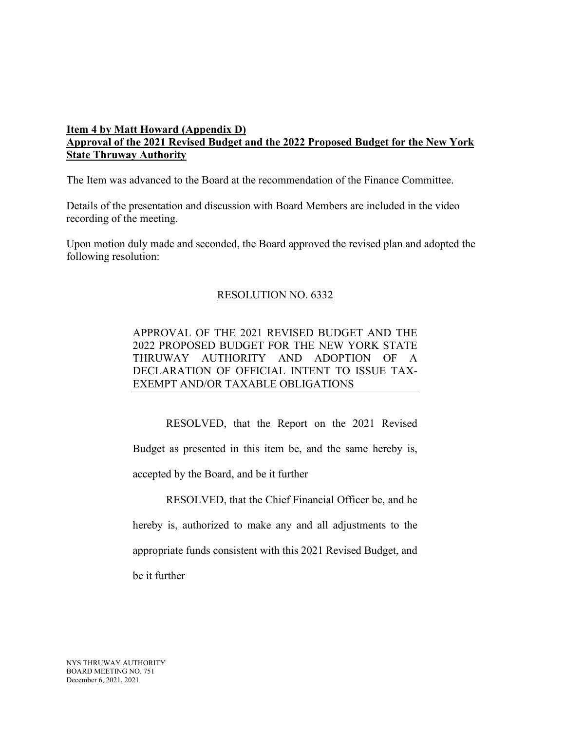**Item 4 by Matt Howard (Appendix D)**
**Approval of the 2021 Revised Budget and the 2022 Proposed Budget for the New York State Thruway Authority**

The Item was advanced to the Board at the recommendation of the Finance Committee.

Details of the presentation and discussion with Board Members are included in the video recording of the meeting.

Upon motion duly made and seconded, the Board approved the revised plan and adopted the following resolution:

RESOLUTION NO. 6332

APPROVAL OF THE 2021 REVISED BUDGET AND THE 2022 PROPOSED BUDGET FOR THE NEW YORK STATE THRUWAY AUTHORITY AND ADOPTION OF A DECLARATION OF OFFICIAL INTENT TO ISSUE TAX-EXEMPT AND/OR TAXABLE OBLIGATIONS

RESOLVED, that the Report on the 2021 Revised Budget as presented in this item be, and the same hereby is, accepted by the Board, and be it further

RESOLVED, that the Chief Financial Officer be, and he hereby is, authorized to make any and all adjustments to the appropriate funds consistent with this 2021 Revised Budget, and be it further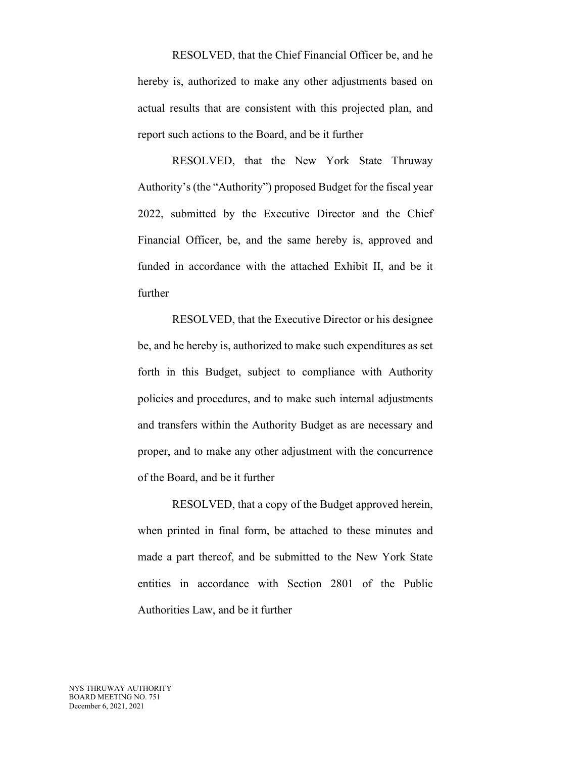RESOLVED, that the Chief Financial Officer be, and he hereby is, authorized to make any other adjustments based on actual results that are consistent with this projected plan, and report such actions to the Board, and be it further

RESOLVED, that the New York State Thruway Authority's (the "Authority") proposed Budget for the fiscal year 2022, submitted by the Executive Director and the Chief Financial Officer, be, and the same hereby is, approved and funded in accordance with the attached Exhibit II, and be it further

RESOLVED, that the Executive Director or his designee be, and he hereby is, authorized to make such expenditures as set forth in this Budget, subject to compliance with Authority policies and procedures, and to make such internal adjustments and transfers within the Authority Budget as are necessary and proper, and to make any other adjustment with the concurrence of the Board, and be it further

RESOLVED, that a copy of the Budget approved herein, when printed in final form, be attached to these minutes and made a part thereof, and be submitted to the New York State entities in accordance with Section 2801 of the Public Authorities Law, and be it further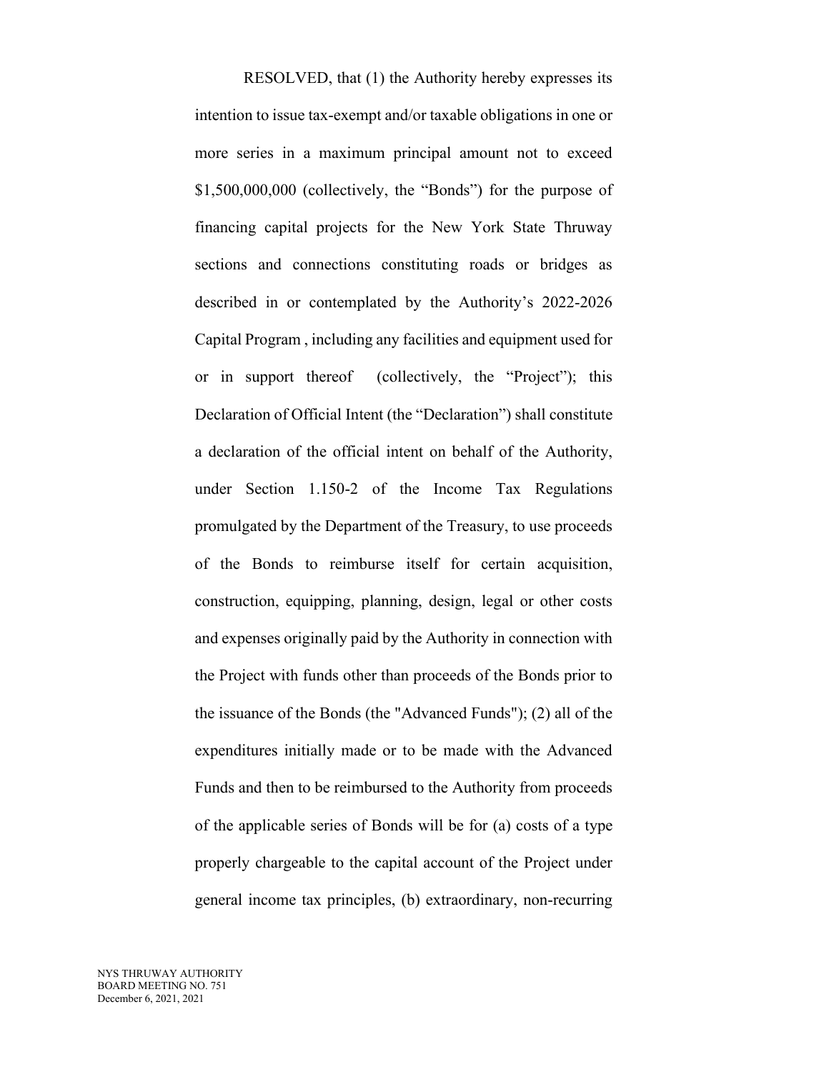RESOLVED, that (1) the Authority hereby expresses its intention to issue tax-exempt and/or taxable obligations in one or more series in a maximum principal amount not to exceed $1,500,000,000 (collectively, the "Bonds") for the purpose of financing capital projects for the New York State Thruway sections and connections constituting roads or bridges as described in or contemplated by the Authority's 2022-2026 Capital Program , including any facilities and equipment used for or in support thereof (collectively, the "Project"); this Declaration of Official Intent (the "Declaration") shall constitute a declaration of the official intent on behalf of the Authority, under Section 1.150-2 of the Income Tax Regulations promulgated by the Department of the Treasury, to use proceeds of the Bonds to reimburse itself for certain acquisition, construction, equipping, planning, design, legal or other costs and expenses originally paid by the Authority in connection with the Project with funds other than proceeds of the Bonds prior to the issuance of the Bonds (the "Advanced Funds"); (2) all of the expenditures initially made or to be made with the Advanced Funds and then to be reimbursed to the Authority from proceeds of the applicable series of Bonds will be for (a) costs of a type properly chargeable to the capital account of the Project under general income tax principles, (b) extraordinary, non-recurring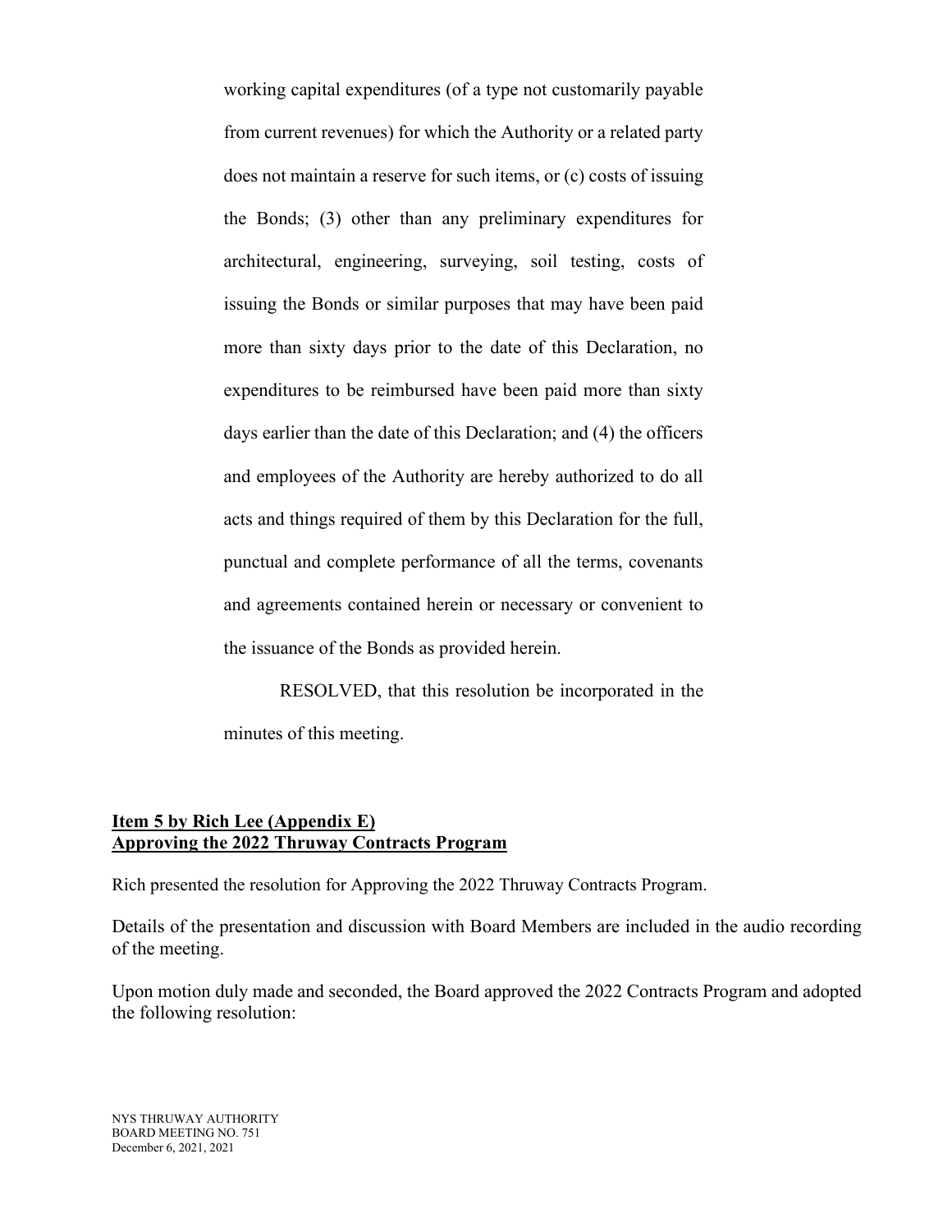working capital expenditures (of a type not customarily payable from current revenues) for which the Authority or a related party does not maintain a reserve for such items, or (c) costs of issuing the Bonds; (3) other than any preliminary expenditures for architectural, engineering, surveying, soil testing, costs of issuing the Bonds or similar purposes that may have been paid more than sixty days prior to the date of this Declaration, no expenditures to be reimbursed have been paid more than sixty days earlier than the date of this Declaration; and (4) the officers and employees of the Authority are hereby authorized to do all acts and things required of them by this Declaration for the full, punctual and complete performance of all the terms, covenants and agreements contained herein or necessary or convenient to the issuance of the Bonds as provided herein.

RESOLVED, that this resolution be incorporated in the minutes of this meeting.

**Item 5 by Rich Lee (Appendix E)**
**Approving the 2022 Thruway Contracts Program**

Rich presented the resolution for Approving the 2022 Thruway Contracts Program.

Details of the presentation and discussion with Board Members are included in the audio recording of the meeting.

Upon motion duly made and seconded, the Board approved the 2022 Contracts Program and adopted the following resolution: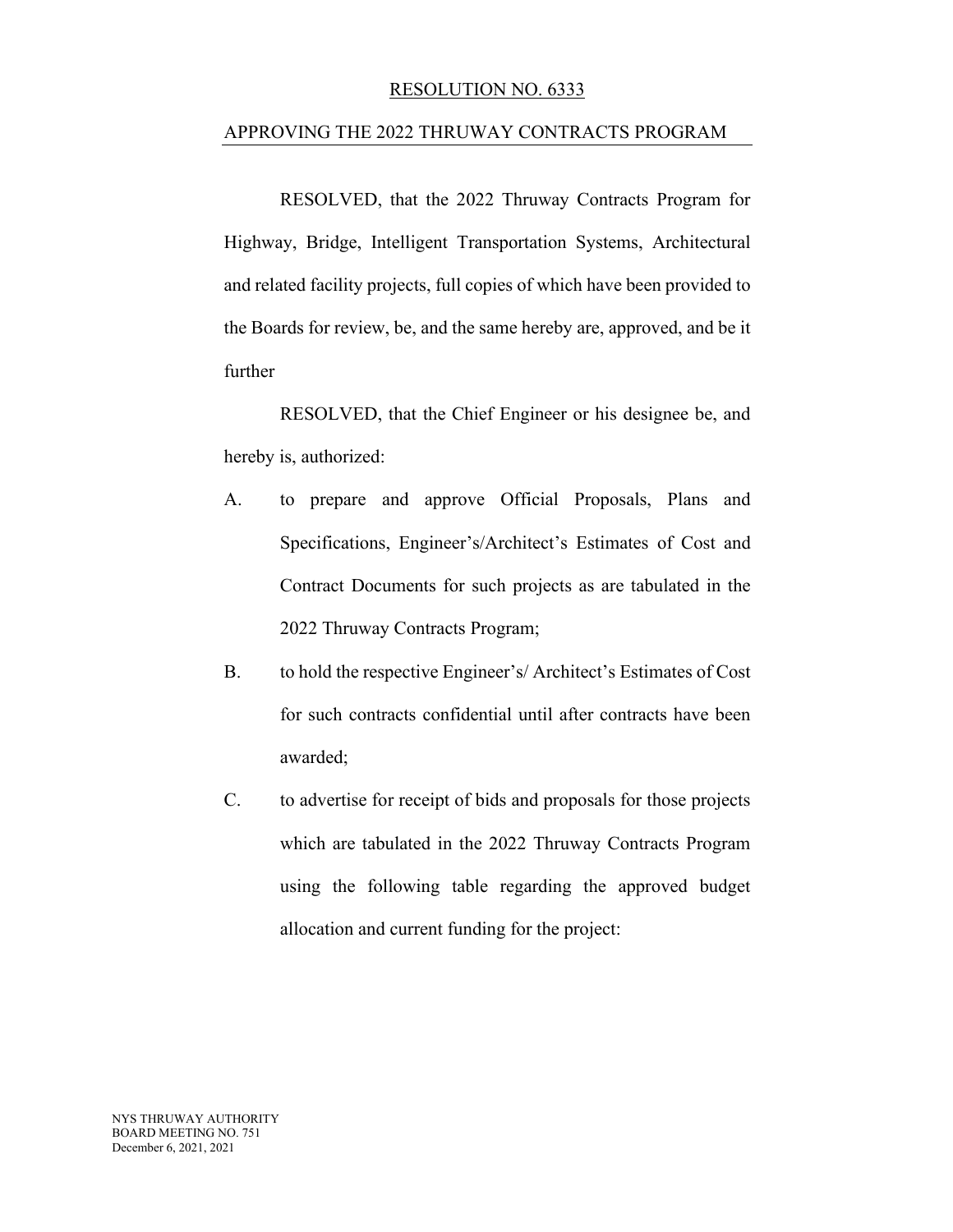RESOLUTION NO. 6333

APPROVING THE 2022 THRUWAY CONTRACTS PROGRAM

RESOLVED, that the 2022 Thruway Contracts Program for Highway, Bridge, Intelligent Transportation Systems, Architectural and related facility projects, full copies of which have been provided to the Boards for review, be, and the same hereby are, approved, and be it further

RESOLVED, that the Chief Engineer or his designee be, and hereby is, authorized:

A. to prepare and approve Official Proposals, Plans and Specifications, Engineer's/Architect's Estimates of Cost and Contract Documents for such projects as are tabulated in the 2022 Thruway Contracts Program;

B. to hold the respective Engineer's/ Architect's Estimates of Cost for such contracts confidential until after contracts have been awarded;

C. to advertise for receipt of bids and proposals for those projects which are tabulated in the 2022 Thruway Contracts Program using the following table regarding the approved budget allocation and current funding for the project:

NYS THRUWAY AUTHORITY
BOARD MEETING NO. 751
December 6, 2021, 2021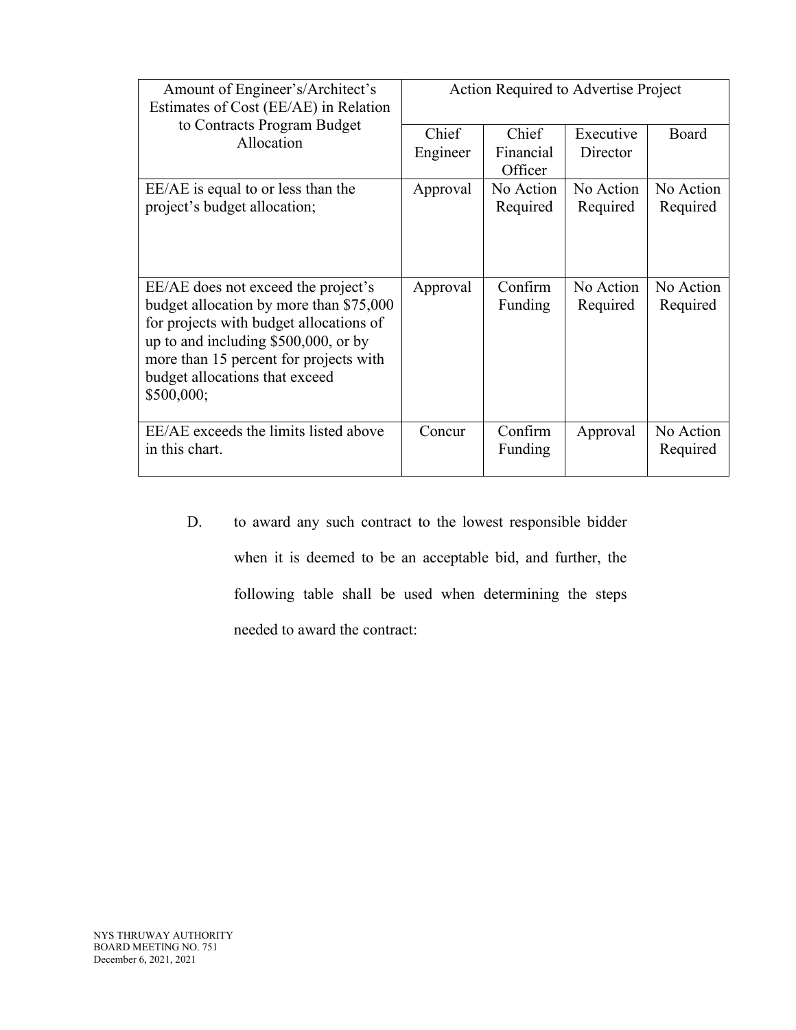| Amount of Engineer's/Architect's Estimates of Cost (EE/AE) in Relation to Contracts Program Budget Allocation | Action Required to Advertise Project | | | |
|---|---|---|---|---|
| | Chief Engineer | Chief Financial Officer | Executive Director | Board |
| EE/AE is equal to or less than the project's budget allocation; | Approval | No Action Required | No Action Required | No Action Required |
| EE/AE does not exceed the project's budget allocation by more than $75,000 for projects with budget allocations of up to and including $500,000, or by more than 15 percent for projects with budget allocations that exceed $500,000; | Approval | Confirm Funding | No Action Required | No Action Required |
| EE/AE exceeds the limits listed above in this chart. | Concur | Confirm Funding | Approval | No Action Required |

D. to award any such contract to the lowest responsible bidder when it is deemed to be an acceptable bid, and further, the following table shall be used when determining the steps needed to award the contract: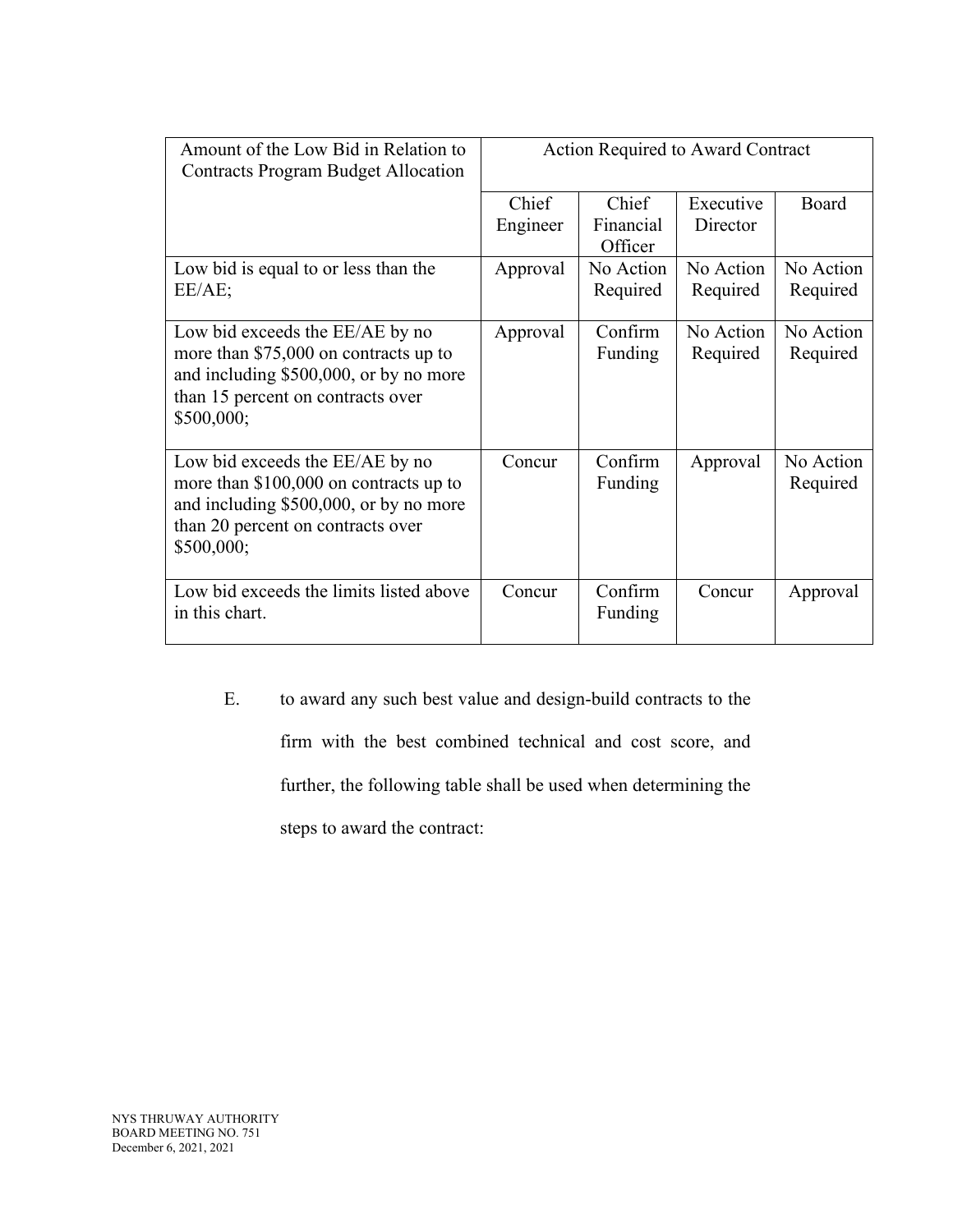| Amount of the Low Bid in Relation to Contracts Program Budget Allocation | Action Required to Award Contract | | | |
|---|---|---|---|---|
| | Chief Engineer | Chief Financial Officer | Executive Director | Board |
| Low bid is equal to or less than the EE/AE; | Approval | No Action Required | No Action Required | No Action Required |
| Low bid exceeds the EE/AE by no more than $75,000 on contracts up to and including $500,000, or by no more than 15 percent on contracts over $500,000; | Approval | Confirm Funding | No Action Required | No Action Required |
| Low bid exceeds the EE/AE by no more than $100,000 on contracts up to and including $500,000, or by no more than 20 percent on contracts over $500,000; | Concur | Confirm Funding | Approval | No Action Required |
| Low bid exceeds the limits listed above in this chart. | Concur | Confirm Funding | Concur | Approval |

E. to award any such best value and design-build contracts to the firm with the best combined technical and cost score, and further, the following table shall be used when determining the steps to award the contract: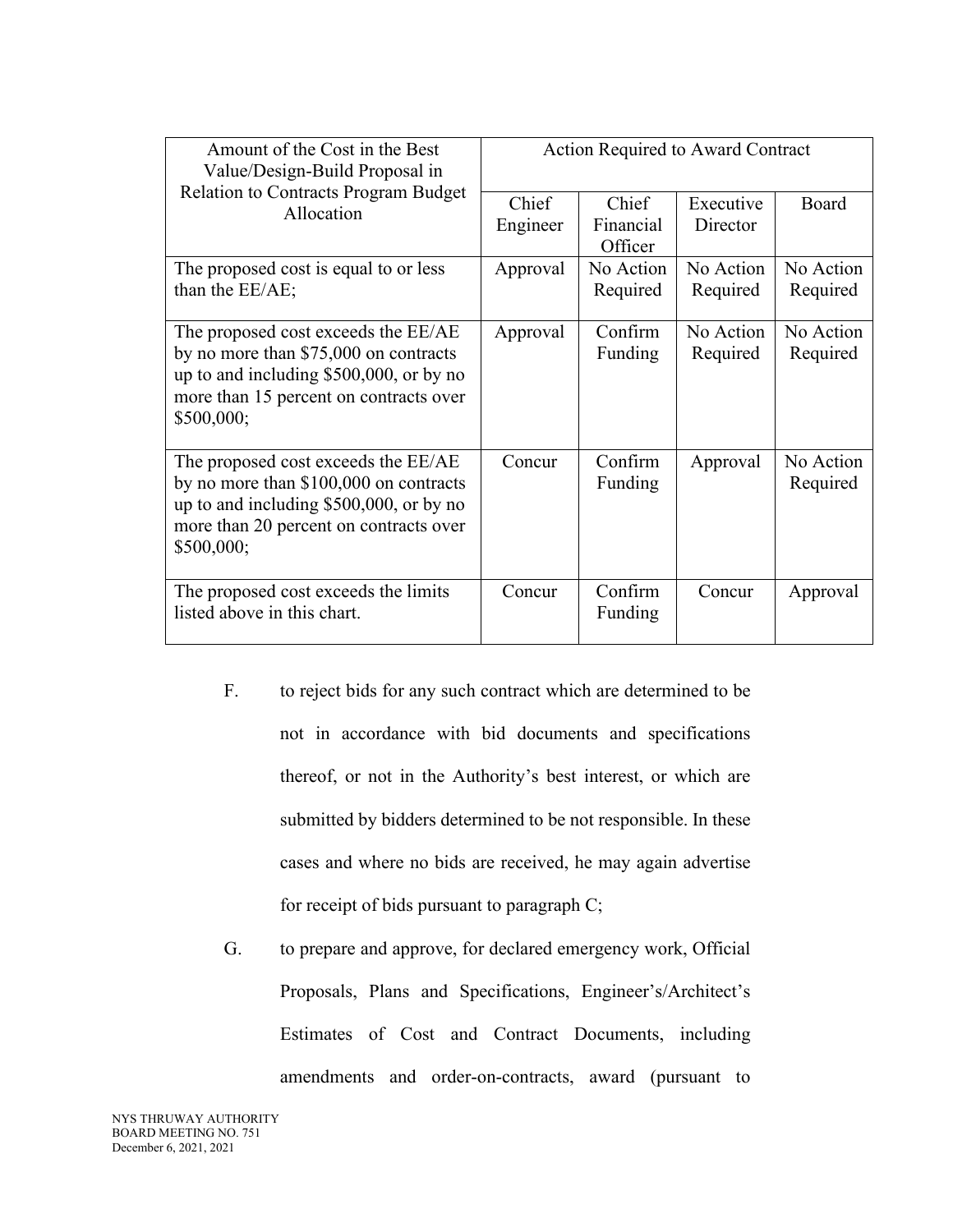| Amount of the Cost in the Best Value/Design-Build Proposal in Relation to Contracts Program Budget Allocation | Action Required to Award Contract | | | |
|---|---|---|---|---|
| | Chief Engineer | Chief Financial Officer | Executive Director | Board |
| The proposed cost is equal to or less than the EE/AE; | Approval | No Action Required | No Action Required | No Action Required |
| The proposed cost exceeds the EE/AE by no more than $75,000 on contracts up to and including $500,000, or by no more than 15 percent on contracts over $500,000; | Approval | Confirm Funding | No Action Required | No Action Required |
| The proposed cost exceeds the EE/AE by no more than $100,000 on contracts up to and including $500,000, or by no more than 20 percent on contracts over $500,000; | Concur | Confirm Funding | Approval | No Action Required |
| The proposed cost exceeds the limits listed above in this chart. | Concur | Confirm Funding | Concur | Approval |

F. to reject bids for any such contract which are determined to be not in accordance with bid documents and specifications thereof, or not in the Authority's best interest, or which are submitted by bidders determined to be not responsible. In these cases and where no bids are received, he may again advertise for receipt of bids pursuant to paragraph C;

G. to prepare and approve, for declared emergency work, Official Proposals, Plans and Specifications, Engineer's/Architect's Estimates of Cost and Contract Documents, including amendments and order-on-contracts, award (pursuant to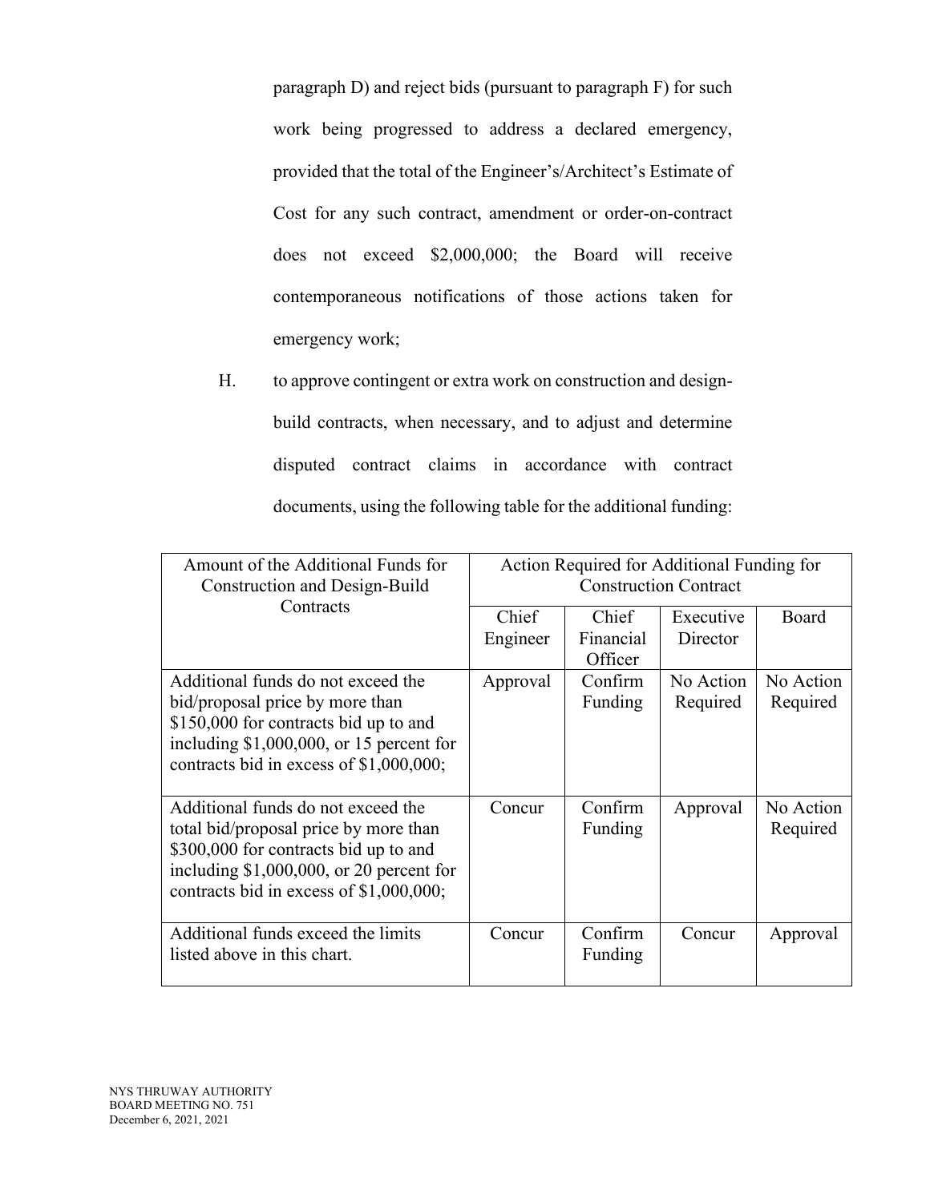paragraph D) and reject bids (pursuant to paragraph F) for such work being progressed to address a declared emergency, provided that the total of the Engineer's/Architect's Estimate of Cost for any such contract, amendment or order-on-contract does not exceed $2,000,000; the Board will receive contemporaneous notifications of those actions taken for emergency work;

H. to approve contingent or extra work on construction and design-build contracts, when necessary, and to adjust and determine disputed contract claims in accordance with contract documents, using the following table for the additional funding:

| Amount of the Additional Funds for Construction and Design-Build Contracts | Action Required for Additional Funding for Construction Contract | | | |
|---|---|---|---|---|
| | Chief Engineer | Chief Financial Officer | Executive Director | Board |
| Additional funds do not exceed the bid/proposal price by more than $150,000 for contracts bid up to and including $1,000,000, or 15 percent for contracts bid in excess of $1,000,000; | Approval | Confirm Funding | No Action Required | No Action Required |
| Additional funds do not exceed the total bid/proposal price by more than $300,000 for contracts bid up to and including $1,000,000, or 20 percent for contracts bid in excess of $1,000,000; | Concur | Confirm Funding | Approval | No Action Required |
| Additional funds exceed the limits listed above in this chart. | Concur | Confirm Funding | Concur | Approval |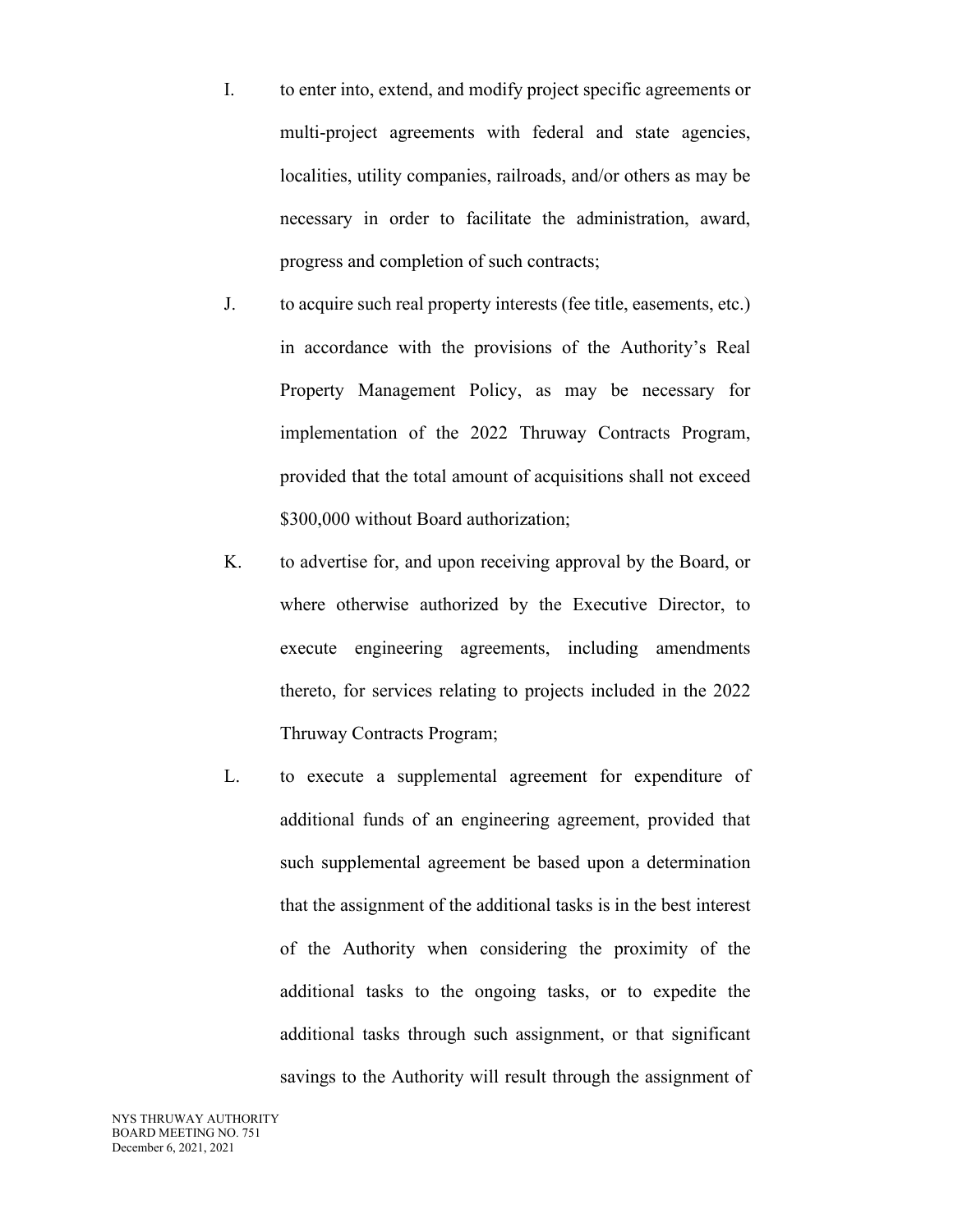I. to enter into, extend, and modify project specific agreements or multi-project agreements with federal and state agencies, localities, utility companies, railroads, and/or others as may be necessary in order to facilitate the administration, award, progress and completion of such contracts;

J. to acquire such real property interests (fee title, easements, etc.) in accordance with the provisions of the Authority's Real Property Management Policy, as may be necessary for implementation of the 2022 Thruway Contracts Program, provided that the total amount of acquisitions shall not exceed $300,000 without Board authorization;

K. to advertise for, and upon receiving approval by the Board, or where otherwise authorized by the Executive Director, to execute engineering agreements, including amendments thereto, for services relating to projects included in the 2022 Thruway Contracts Program;

L. to execute a supplemental agreement for expenditure of additional funds of an engineering agreement, provided that such supplemental agreement be based upon a determination that the assignment of the additional tasks is in the best interest of the Authority when considering the proximity of the additional tasks to the ongoing tasks, or to expedite the additional tasks through such assignment, or that significant savings to the Authority will result through the assignment of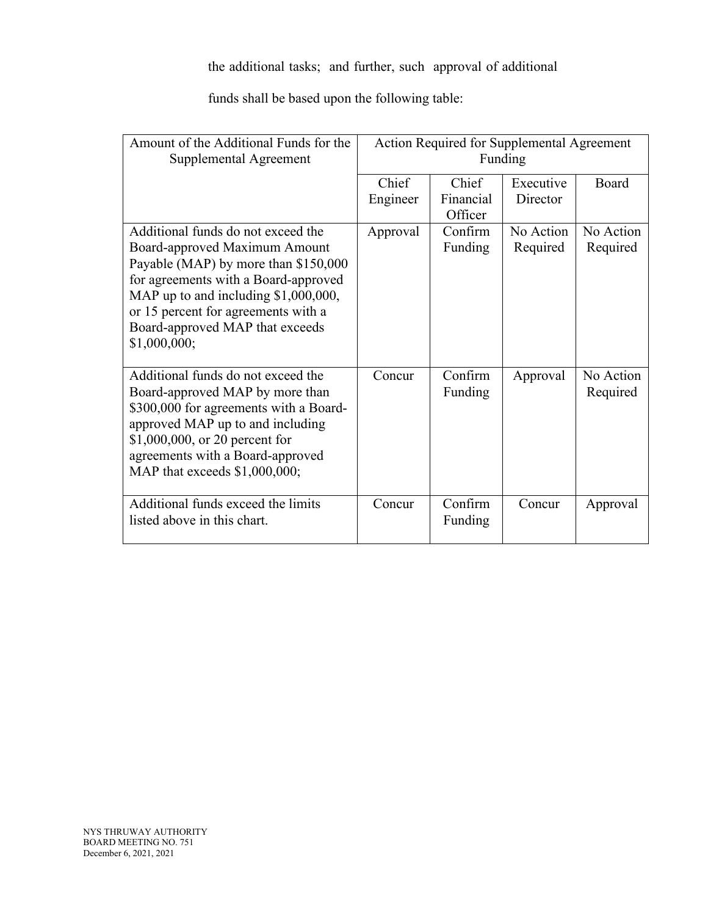the additional tasks; and further, such approval of additional

funds shall be based upon the following table:

| Amount of the Additional Funds for the Supplemental Agreement | Action Required for Supplemental Agreement Funding | | | |
|---|---|---|---|---|
| | Chief Engineer | Chief Financial Officer | Executive Director | Board |
| Additional funds do not exceed the Board-approved Maximum Amount Payable (MAP) by more than $150,000 for agreements with a Board-approved MAP up to and including $1,000,000, or 15 percent for agreements with a Board-approved MAP that exceeds $1,000,000; | Approval | Confirm Funding | No Action Required | No Action Required |
| Additional funds do not exceed the Board-approved MAP by more than $300,000 for agreements with a Board-approved MAP up to and including $1,000,000, or 20 percent for agreements with a Board-approved MAP that exceeds $1,000,000; | Concur | Confirm Funding | Approval | No Action Required |
| Additional funds exceed the limits listed above in this chart. | Concur | Confirm Funding | Concur | Approval |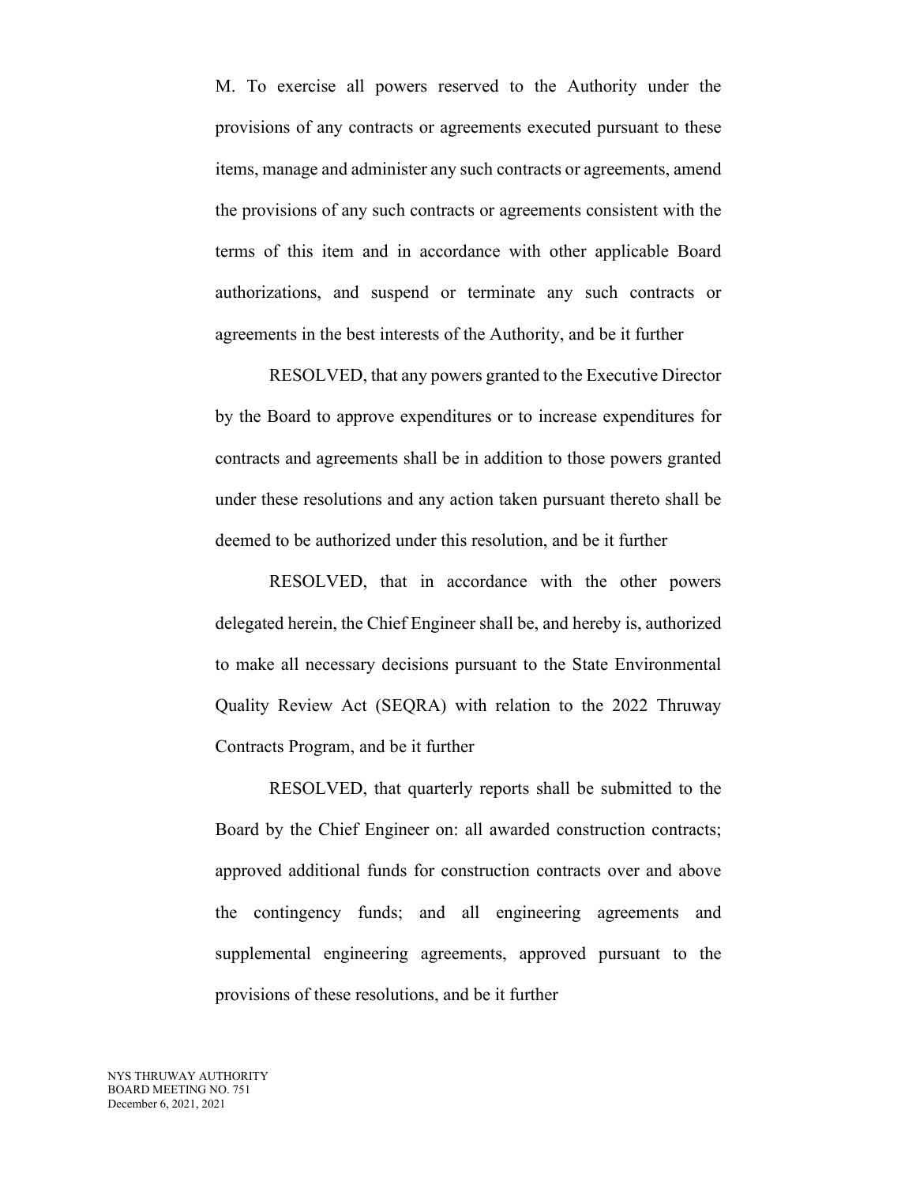M. To exercise all powers reserved to the Authority under the provisions of any contracts or agreements executed pursuant to these items, manage and administer any such contracts or agreements, amend the provisions of any such contracts or agreements consistent with the terms of this item and in accordance with other applicable Board authorizations, and suspend or terminate any such contracts or agreements in the best interests of the Authority, and be it further

RESOLVED, that any powers granted to the Executive Director by the Board to approve expenditures or to increase expenditures for contracts and agreements shall be in addition to those powers granted under these resolutions and any action taken pursuant thereto shall be deemed to be authorized under this resolution, and be it further

RESOLVED, that in accordance with the other powers delegated herein, the Chief Engineer shall be, and hereby is, authorized to make all necessary decisions pursuant to the State Environmental Quality Review Act (SEQRA) with relation to the 2022 Thruway Contracts Program, and be it further

RESOLVED, that quarterly reports shall be submitted to the Board by the Chief Engineer on: all awarded construction contracts; approved additional funds for construction contracts over and above the contingency funds; and all engineering agreements and supplemental engineering agreements, approved pursuant to the provisions of these resolutions, and be it further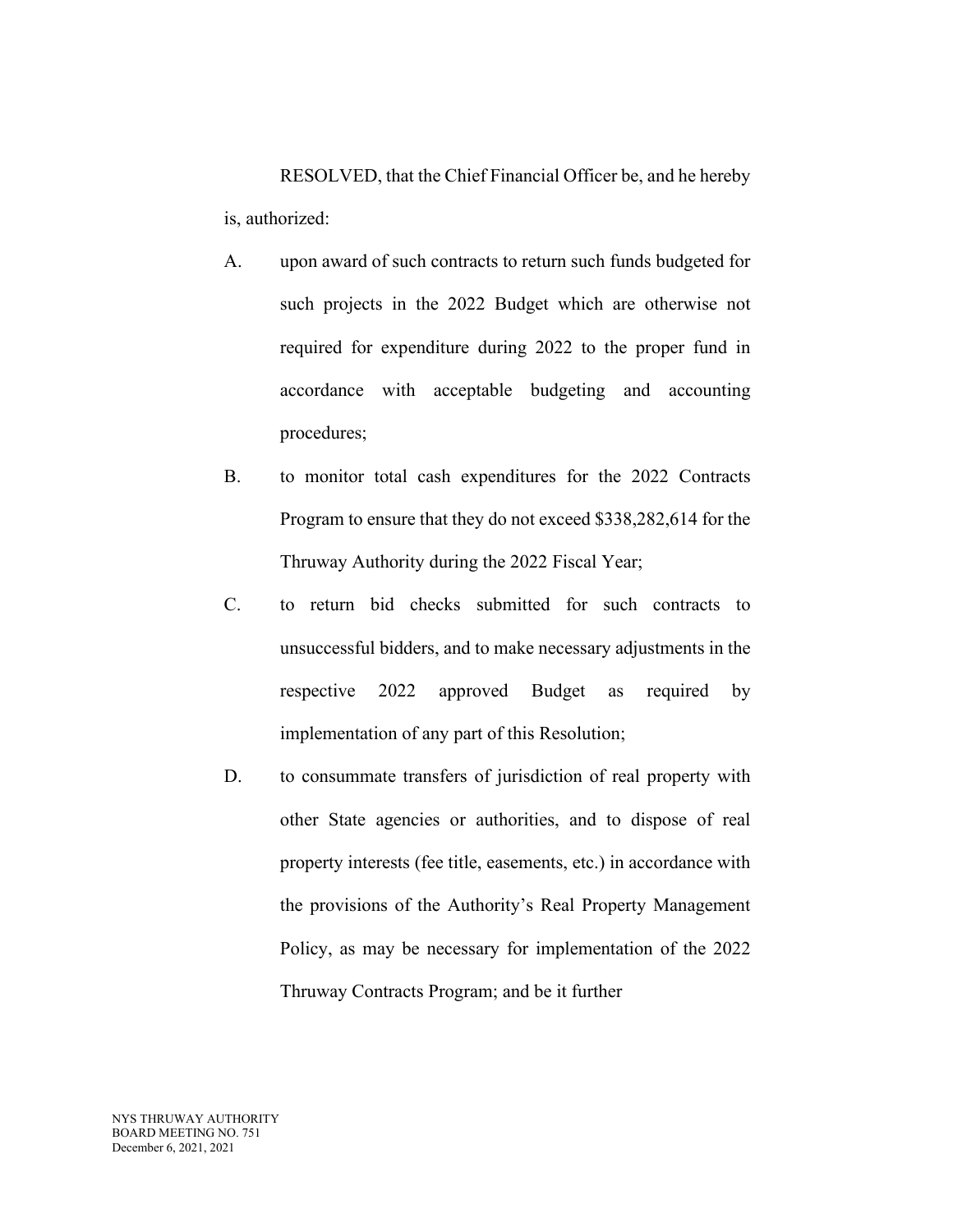RESOLVED, that the Chief Financial Officer be, and he hereby is, authorized:

A. upon award of such contracts to return such funds budgeted for such projects in the 2022 Budget which are otherwise not required for expenditure during 2022 to the proper fund in accordance with acceptable budgeting and accounting procedures;

B. to monitor total cash expenditures for the 2022 Contracts Program to ensure that they do not exceed $338,282,614 for the Thruway Authority during the 2022 Fiscal Year;

C. to return bid checks submitted for such contracts to unsuccessful bidders, and to make necessary adjustments in the respective 2022 approved Budget as required by implementation of any part of this Resolution;

D. to consummate transfers of jurisdiction of real property with other State agencies or authorities, and to dispose of real property interests (fee title, easements, etc.) in accordance with the provisions of the Authority's Real Property Management Policy, as may be necessary for implementation of the 2022 Thruway Contracts Program; and be it further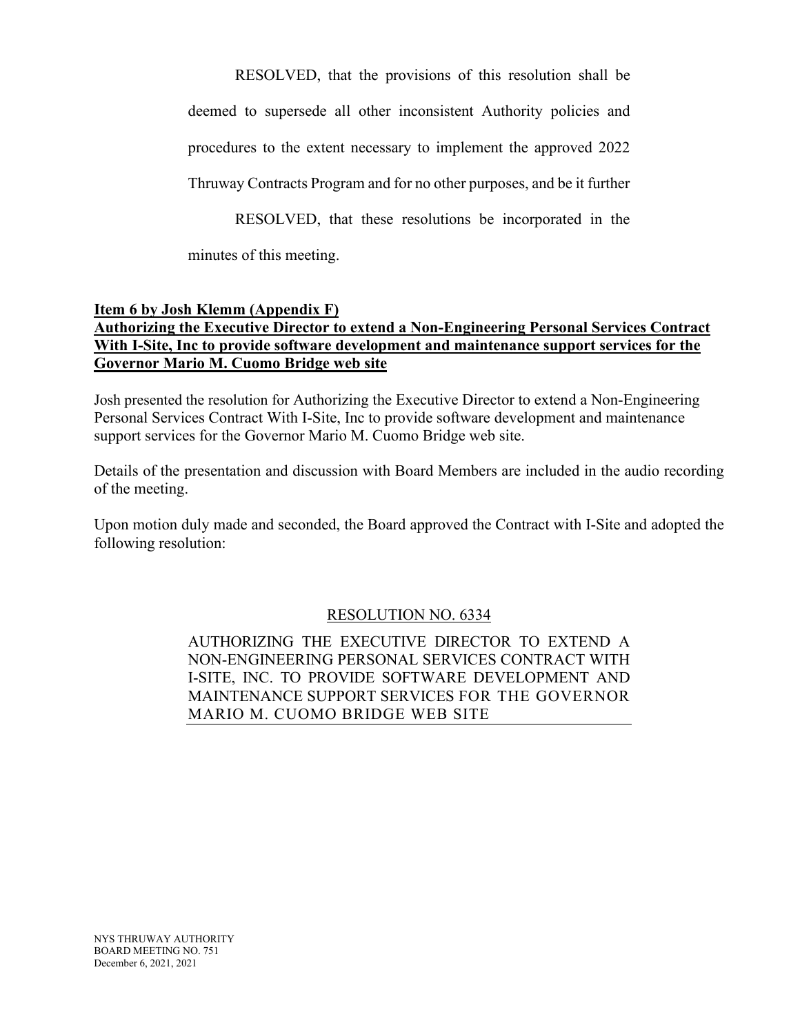RESOLVED, that the provisions of this resolution shall be deemed to supersede all other inconsistent Authority policies and procedures to the extent necessary to implement the approved 2022 Thruway Contracts Program and for no other purposes, and be it further

RESOLVED, that these resolutions be incorporated in the minutes of this meeting.

**Item 6 by Josh Klemm (Appendix F)**
**Authorizing the Executive Director to extend a Non-Engineering Personal Services Contract With I-Site, Inc to provide software development and maintenance support services for the Governor Mario M. Cuomo Bridge web site**

Josh presented the resolution for Authorizing the Executive Director to extend a Non-Engineering Personal Services Contract With I-Site, Inc to provide software development and maintenance support services for the Governor Mario M. Cuomo Bridge web site.

Details of the presentation and discussion with Board Members are included in the audio recording of the meeting.

Upon motion duly made and seconded, the Board approved the Contract with I-Site and adopted the following resolution:

RESOLUTION NO. 6334

AUTHORIZING THE EXECUTIVE DIRECTOR TO EXTEND A NON-ENGINEERING PERSONAL SERVICES CONTRACT WITH I-SITE, INC. TO PROVIDE SOFTWARE DEVELOPMENT AND MAINTENANCE SUPPORT SERVICES FOR THE GOVERNOR MARIO M. CUOMO BRIDGE WEB SITE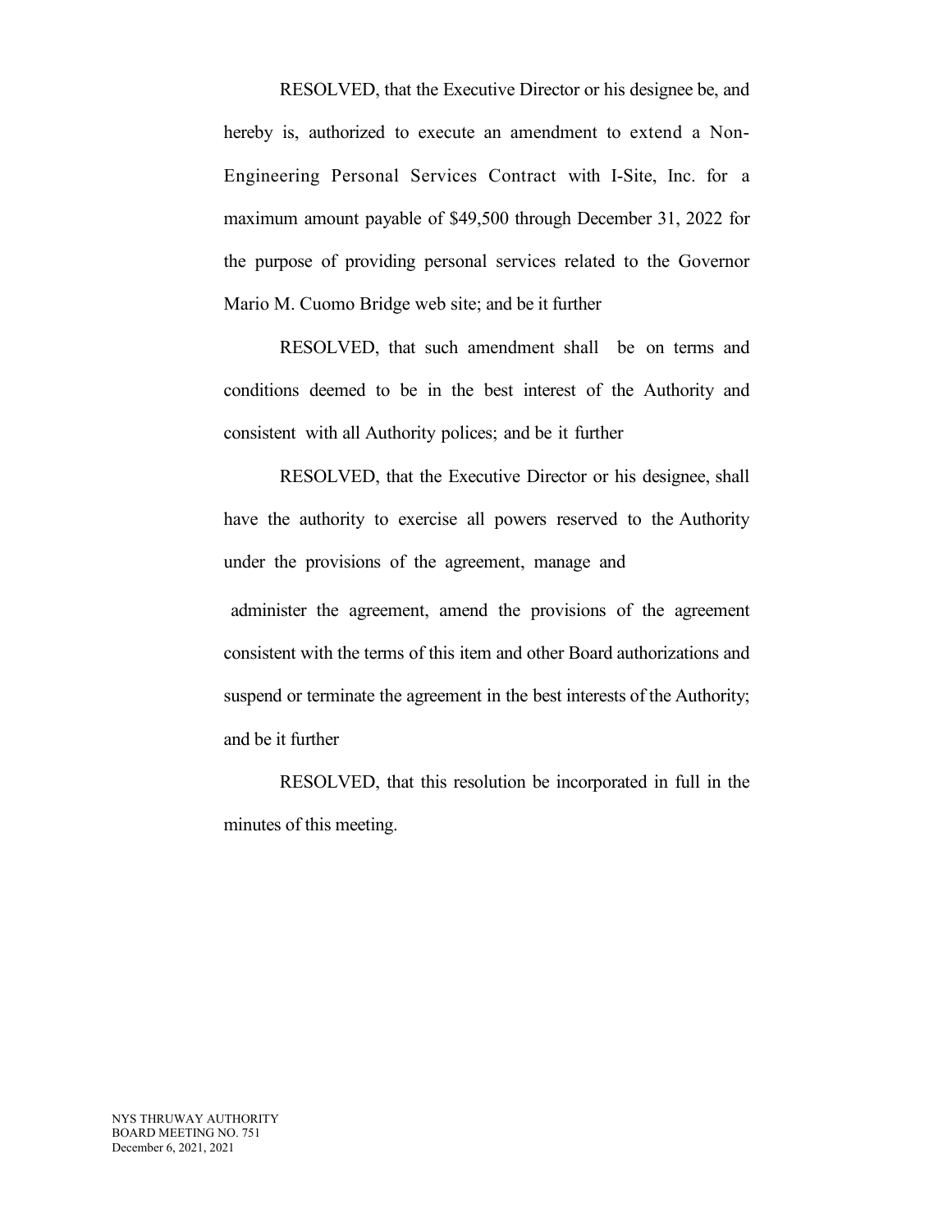RESOLVED, that the Executive Director or his designee be, and hereby is, authorized to execute an amendment to extend a Non-Engineering Personal Services Contract with I-Site, Inc. for a maximum amount payable of $49,500 through December 31, 2022 for the purpose of providing personal services related to the Governor Mario M. Cuomo Bridge web site; and be it further

RESOLVED, that such amendment shall be on terms and conditions deemed to be in the best interest of the Authority and consistent with all Authority polices; and be it further

RESOLVED, that the Executive Director or his designee, shall have the authority to exercise all powers reserved to the Authority under the provisions of the agreement, manage and administer the agreement, amend the provisions of the agreement consistent with the terms of this item and other Board authorizations and suspend or terminate the agreement in the best interests of the Authority; and be it further

RESOLVED, that this resolution be incorporated in full in the minutes of this meeting.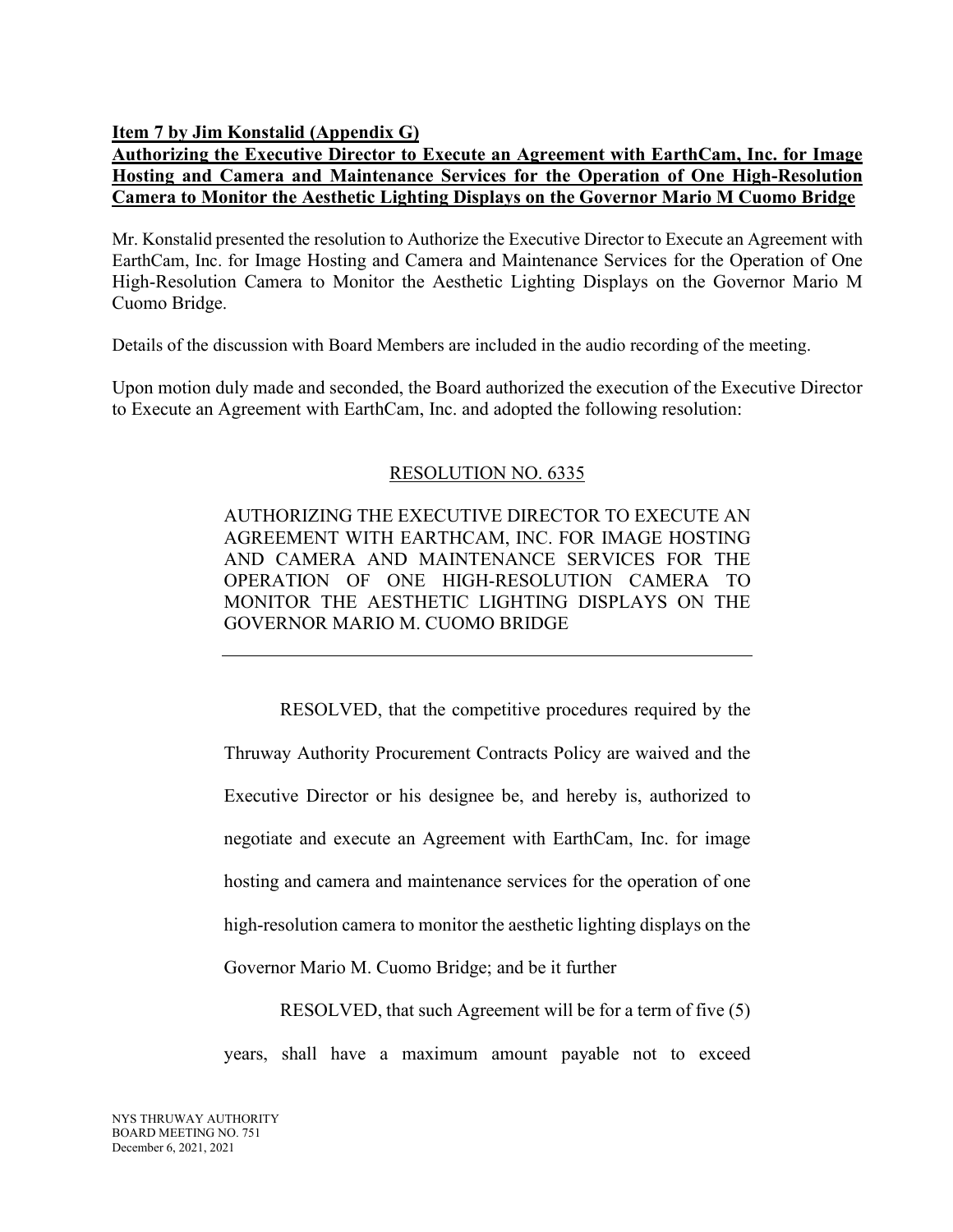**Item 7 by Jim Konstalid (Appendix G)**
**Authorizing the Executive Director to Execute an Agreement with EarthCam, Inc. for Image Hosting and Camera and Maintenance Services for the Operation of One High-Resolution Camera to Monitor the Aesthetic Lighting Displays on the Governor Mario M Cuomo Bridge**

Mr. Konstalid presented the resolution to Authorize the Executive Director to Execute an Agreement with EarthCam, Inc. for Image Hosting and Camera and Maintenance Services for the Operation of One High-Resolution Camera to Monitor the Aesthetic Lighting Displays on the Governor Mario M Cuomo Bridge.

Details of the discussion with Board Members are included in the audio recording of the meeting.

Upon motion duly made and seconded, the Board authorized the execution of the Executive Director to Execute an Agreement with EarthCam, Inc. and adopted the following resolution:

RESOLUTION NO. 6335

AUTHORIZING THE EXECUTIVE DIRECTOR TO EXECUTE AN AGREEMENT WITH EARTHCAM, INC. FOR IMAGE HOSTING AND CAMERA AND MAINTENANCE SERVICES FOR THE OPERATION OF ONE HIGH-RESOLUTION CAMERA TO MONITOR THE AESTHETIC LIGHTING DISPLAYS ON THE GOVERNOR MARIO M. CUOMO BRIDGE

---

RESOLVED, that the competitive procedures required by the Thruway Authority Procurement Contracts Policy are waived and the Executive Director or his designee be, and hereby is, authorized to negotiate and execute an Agreement with EarthCam, Inc. for image hosting and camera and maintenance services for the operation of one high-resolution camera to monitor the aesthetic lighting displays on the Governor Mario M. Cuomo Bridge; and be it further

RESOLVED, that such Agreement will be for a term of five (5) years, shall have a maximum amount payable not to exceed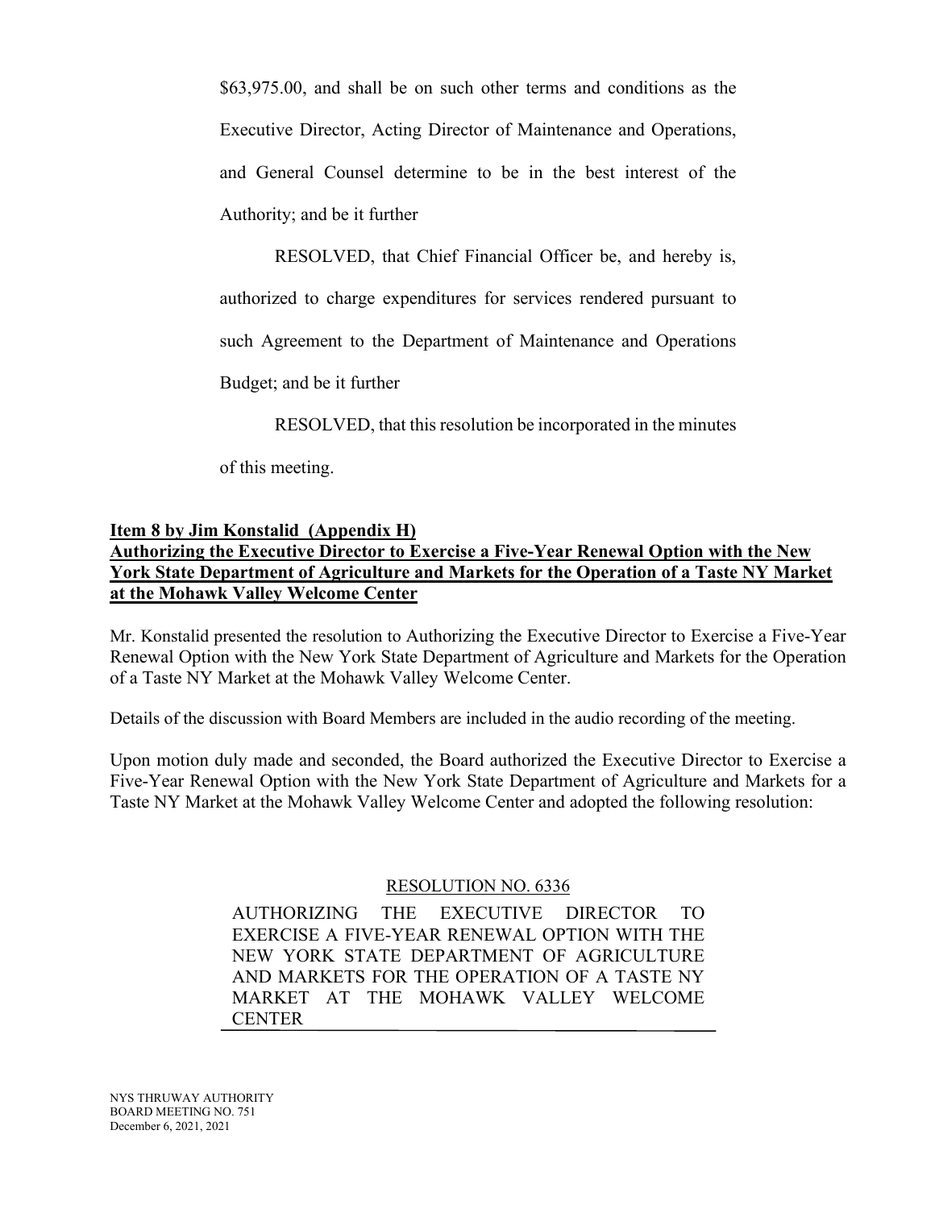$63,975.00, and shall be on such other terms and conditions as the Executive Director, Acting Director of Maintenance and Operations, and General Counsel determine to be in the best interest of the Authority; and be it further

RESOLVED, that Chief Financial Officer be, and hereby is, authorized to charge expenditures for services rendered pursuant to such Agreement to the Department of Maintenance and Operations Budget; and be it further

RESOLVED, that this resolution be incorporated in the minutes of this meeting.

**Item 8 by Jim Konstalid (Appendix H)**
**Authorizing the Executive Director to Exercise a Five-Year Renewal Option with the New York State Department of Agriculture and Markets for the Operation of a Taste NY Market at the Mohawk Valley Welcome Center**

Mr. Konstalid presented the resolution to Authorizing the Executive Director to Exercise a Five-Year Renewal Option with the New York State Department of Agriculture and Markets for the Operation of a Taste NY Market at the Mohawk Valley Welcome Center.

Details of the discussion with Board Members are included in the audio recording of the meeting.

Upon motion duly made and seconded, the Board authorized the Executive Director to Exercise a Five-Year Renewal Option with the New York State Department of Agriculture and Markets for a Taste NY Market at the Mohawk Valley Welcome Center and adopted the following resolution:

RESOLUTION NO. 6336

AUTHORIZING THE EXECUTIVE DIRECTOR TO EXERCISE A FIVE-YEAR RENEWAL OPTION WITH THE NEW YORK STATE DEPARTMENT OF AGRICULTURE AND MARKETS FOR THE OPERATION OF A TASTE NY MARKET AT THE MOHAWK VALLEY WELCOME CENTER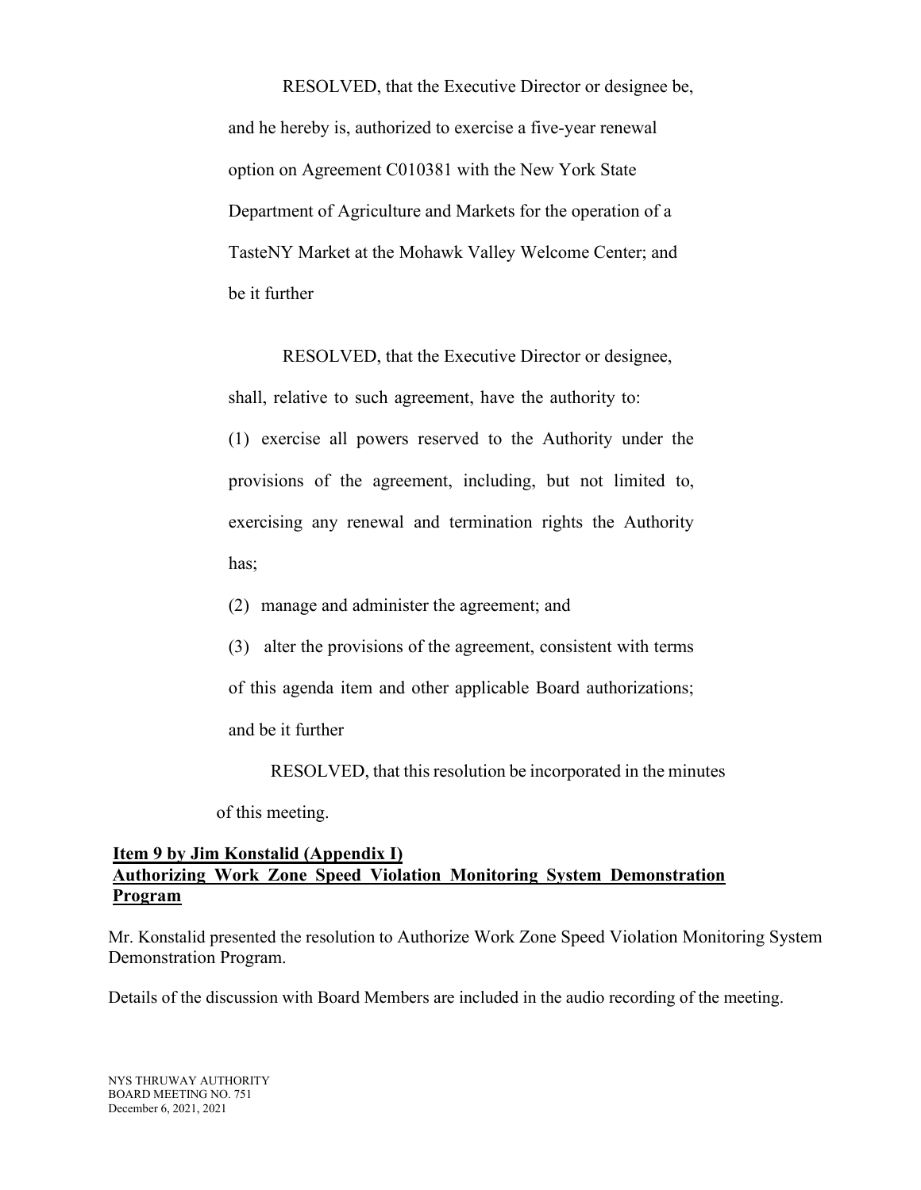RESOLVED, that the Executive Director or designee be, and he hereby is, authorized to exercise a five-year renewal option on Agreement C010381 with the New York State Department of Agriculture and Markets for the operation of a TasteNY Market at the Mohawk Valley Welcome Center; and be it further

RESOLVED, that the Executive Director or designee, shall, relative to such agreement, have the authority to:

(1) exercise all powers reserved to the Authority under the provisions of the agreement, including, but not limited to, exercising any renewal and termination rights the Authority has;

(2) manage and administer the agreement; and

(3) alter the provisions of the agreement, consistent with terms of this agenda item and other applicable Board authorizations; and be it further

RESOLVED, that this resolution be incorporated in the minutes of this meeting.

**Item 9 by Jim Konstalid (Appendix I)**
**Authorizing Work Zone Speed Violation Monitoring System Demonstration Program**

Mr. Konstalid presented the resolution to Authorize Work Zone Speed Violation Monitoring System Demonstration Program.

Details of the discussion with Board Members are included in the audio recording of the meeting.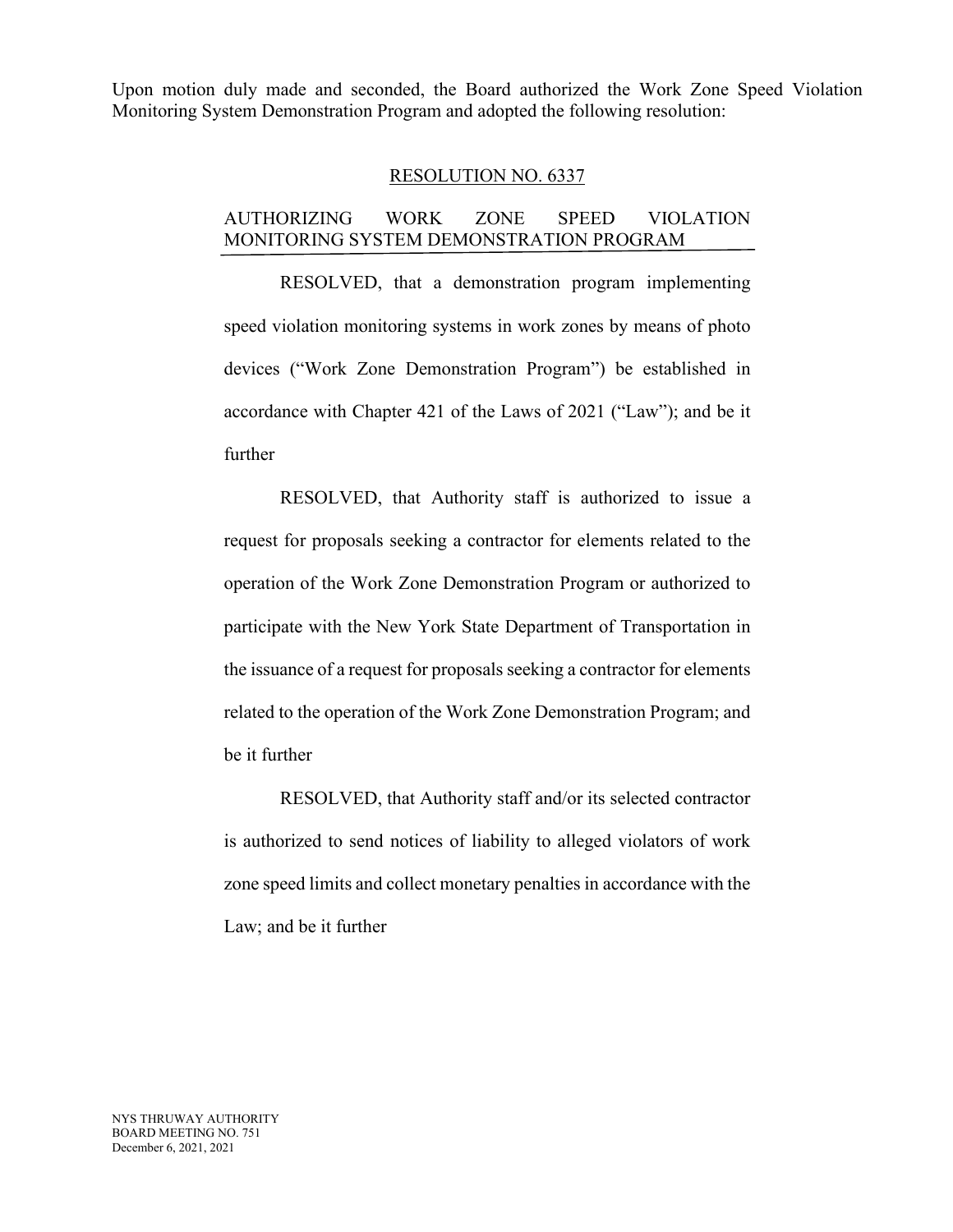Upon motion duly made and seconded, the Board authorized the Work Zone Speed Violation Monitoring System Demonstration Program and adopted the following resolution:

## RESOLUTION NO. 6337

## AUTHORIZING WORK ZONE SPEED VIOLATION MONITORING SYSTEM DEMONSTRATION PROGRAM

RESOLVED, that a demonstration program implementing speed violation monitoring systems in work zones by means of photo devices ("Work Zone Demonstration Program") be established in accordance with Chapter 421 of the Laws of 2021 ("Law"); and be it further

RESOLVED, that Authority staff is authorized to issue a request for proposals seeking a contractor for elements related to the operation of the Work Zone Demonstration Program or authorized to participate with the New York State Department of Transportation in the issuance of a request for proposals seeking a contractor for elements related to the operation of the Work Zone Demonstration Program; and be it further

RESOLVED, that Authority staff and/or its selected contractor is authorized to send notices of liability to alleged violators of work zone speed limits and collect monetary penalties in accordance with the Law; and be it further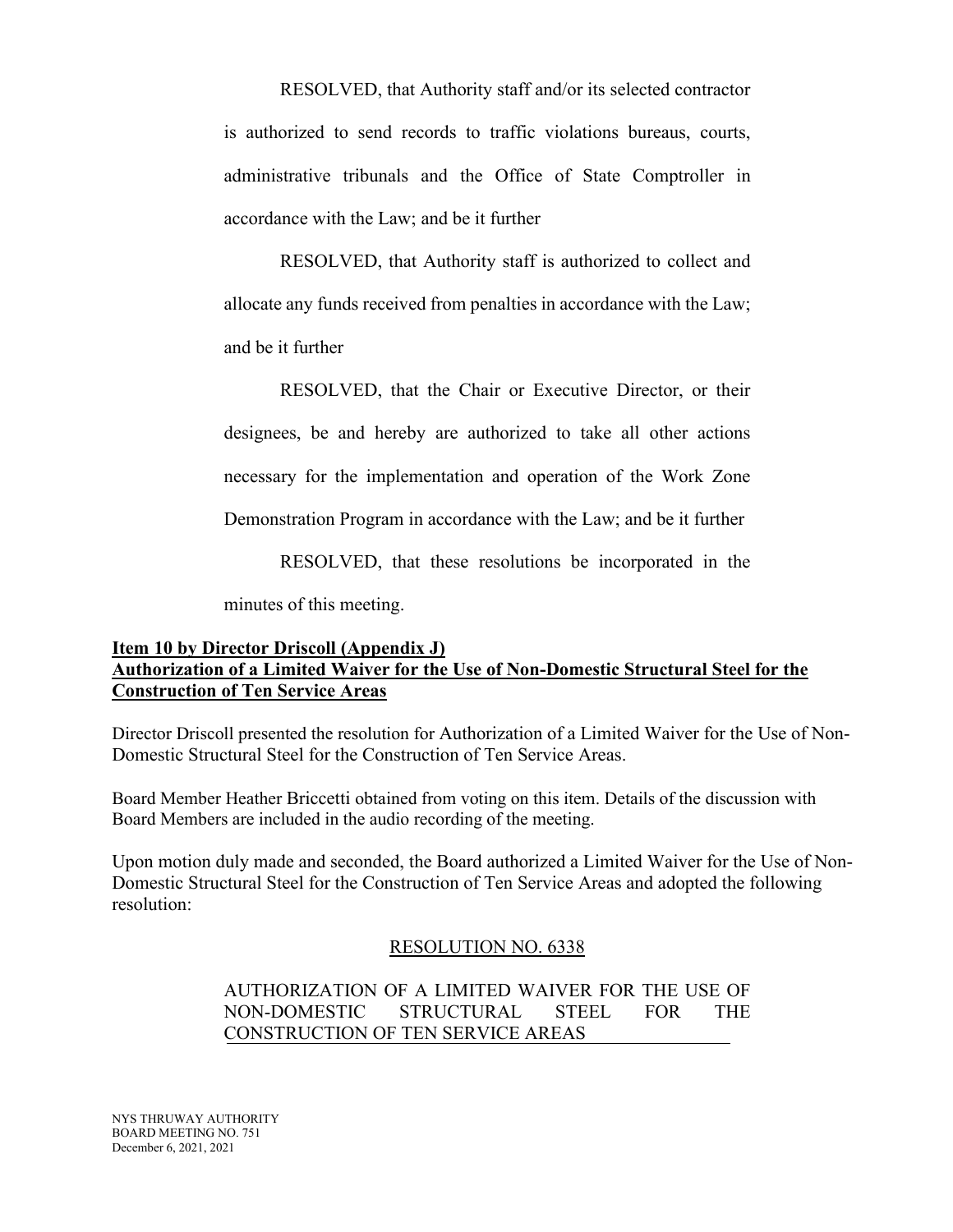RESOLVED, that Authority staff and/or its selected contractor is authorized to send records to traffic violations bureaus, courts, administrative tribunals and the Office of State Comptroller in accordance with the Law; and be it further

RESOLVED, that Authority staff is authorized to collect and allocate any funds received from penalties in accordance with the Law; and be it further

RESOLVED, that the Chair or Executive Director, or their designees, be and hereby are authorized to take all other actions necessary for the implementation and operation of the Work Zone Demonstration Program in accordance with the Law; and be it further

RESOLVED, that these resolutions be incorporated in the minutes of this meeting.

**Item 10 by Director Driscoll (Appendix J)**
**Authorization of a Limited Waiver for the Use of Non-Domestic Structural Steel for the Construction of Ten Service Areas**

Director Driscoll presented the resolution for Authorization of a Limited Waiver for the Use of Non-Domestic Structural Steel for the Construction of Ten Service Areas.

Board Member Heather Briccetti obtained from voting on this item. Details of the discussion with Board Members are included in the audio recording of the meeting.

Upon motion duly made and seconded, the Board authorized a Limited Waiver for the Use of Non-Domestic Structural Steel for the Construction of Ten Service Areas and adopted the following resolution:

RESOLUTION NO. 6338

AUTHORIZATION OF A LIMITED WAIVER FOR THE USE OF NON-DOMESTIC STRUCTURAL STEEL FOR THE CONSTRUCTION OF TEN SERVICE AREAS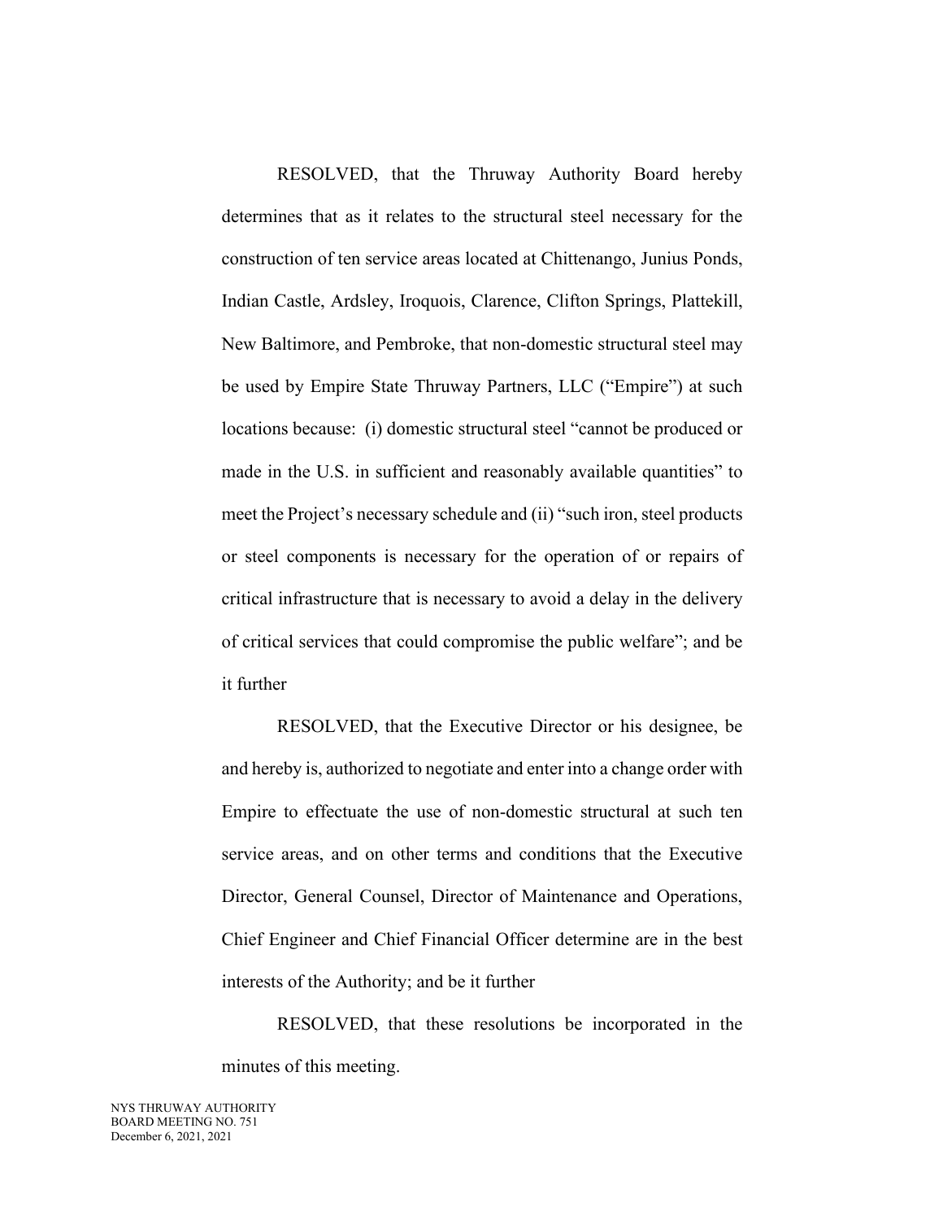RESOLVED, that the Thruway Authority Board hereby determines that as it relates to the structural steel necessary for the construction of ten service areas located at Chittenango, Junius Ponds, Indian Castle, Ardsley, Iroquois, Clarence, Clifton Springs, Plattekill, New Baltimore, and Pembroke, that non-domestic structural steel may be used by Empire State Thruway Partners, LLC ("Empire") at such locations because: (i) domestic structural steel "cannot be produced or made in the U.S. in sufficient and reasonably available quantities" to meet the Project's necessary schedule and (ii) "such iron, steel products or steel components is necessary for the operation of or repairs of critical infrastructure that is necessary to avoid a delay in the delivery of critical services that could compromise the public welfare"; and be it further

RESOLVED, that the Executive Director or his designee, be and hereby is, authorized to negotiate and enter into a change order with Empire to effectuate the use of non-domestic structural at such ten service areas, and on other terms and conditions that the Executive Director, General Counsel, Director of Maintenance and Operations, Chief Engineer and Chief Financial Officer determine are in the best interests of the Authority; and be it further

RESOLVED, that these resolutions be incorporated in the minutes of this meeting.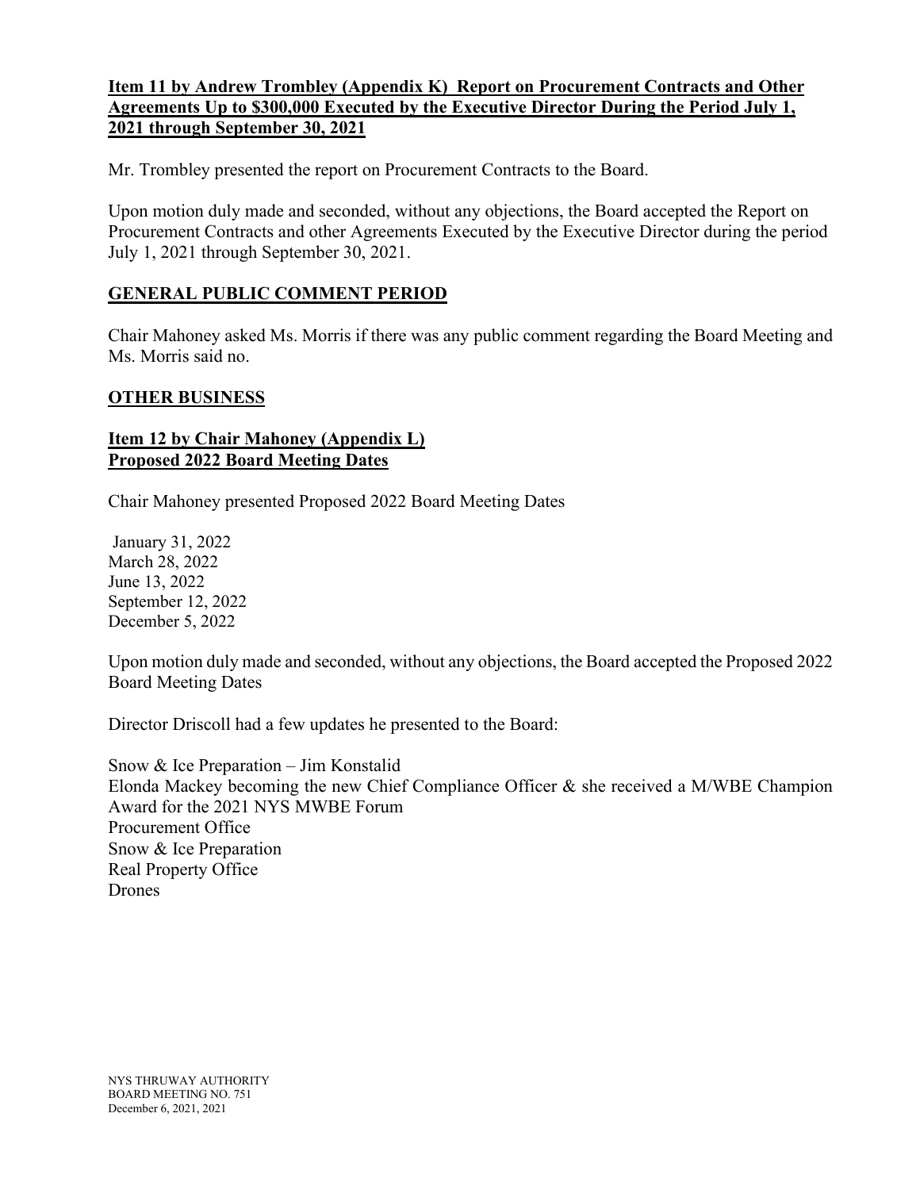**Item 11 by Andrew Trombley (Appendix K) Report on Procurement Contracts and Other Agreements Up to $300,000 Executed by the Executive Director During the Period July 1, 2021 through September 30, 2021**

Mr. Trombley presented the report on Procurement Contracts to the Board.

Upon motion duly made and seconded, without any objections, the Board accepted the Report on Procurement Contracts and other Agreements Executed by the Executive Director during the period July 1, 2021 through September 30, 2021.

**GENERAL PUBLIC COMMENT PERIOD**

Chair Mahoney asked Ms. Morris if there was any public comment regarding the Board Meeting and Ms. Morris said no.

**OTHER BUSINESS**

**Item 12 by Chair Mahoney (Appendix L)**
**Proposed 2022 Board Meeting Dates**

Chair Mahoney presented Proposed 2022 Board Meeting Dates

January 31, 2022
March 28, 2022
June 13, 2022
September 12, 2022
December 5, 2022

Upon motion duly made and seconded, without any objections, the Board accepted the Proposed 2022 Board Meeting Dates

Director Driscoll had a few updates he presented to the Board:

Snow & Ice Preparation – Jim Konstalid
Elonda Mackey becoming the new Chief Compliance Officer & she received a M/WBE Champion Award for the 2021 NYS MWBE Forum
Procurement Office
Snow & Ice Preparation
Real Property Office
Drones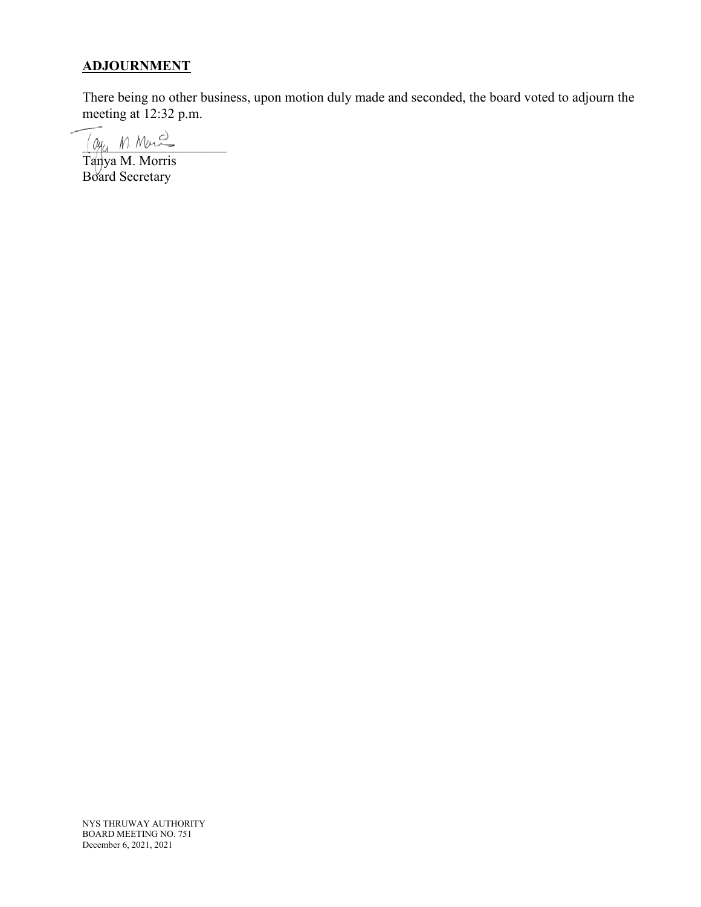**ADJOURNMENT**

There being no other business, upon motion duly made and seconded, the board voted to adjourn the meeting at 12:32 p.m.

Tanya M. Morris
Board Secretary